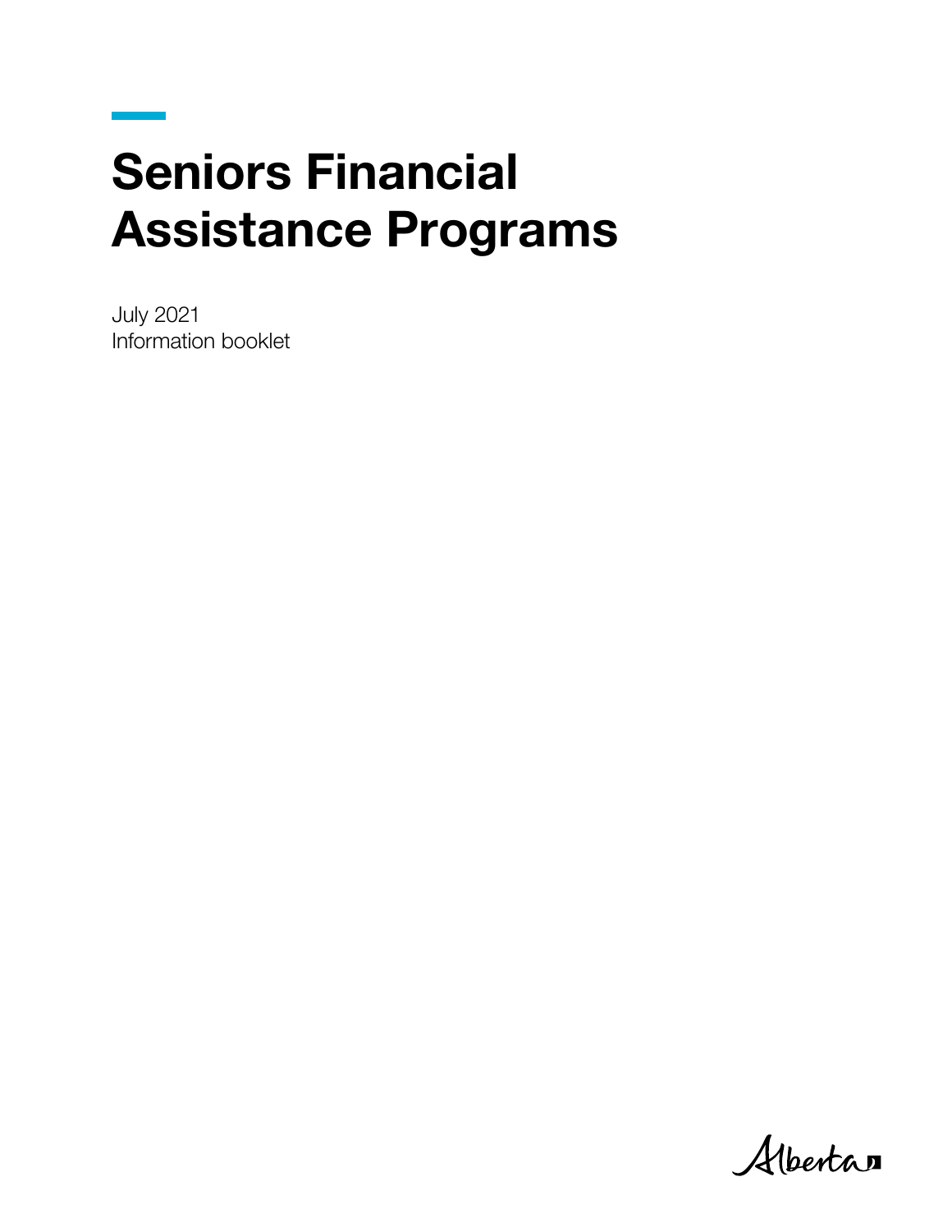# Seniors Financial Assistance Programs

July 2021
Information booklet

Alberta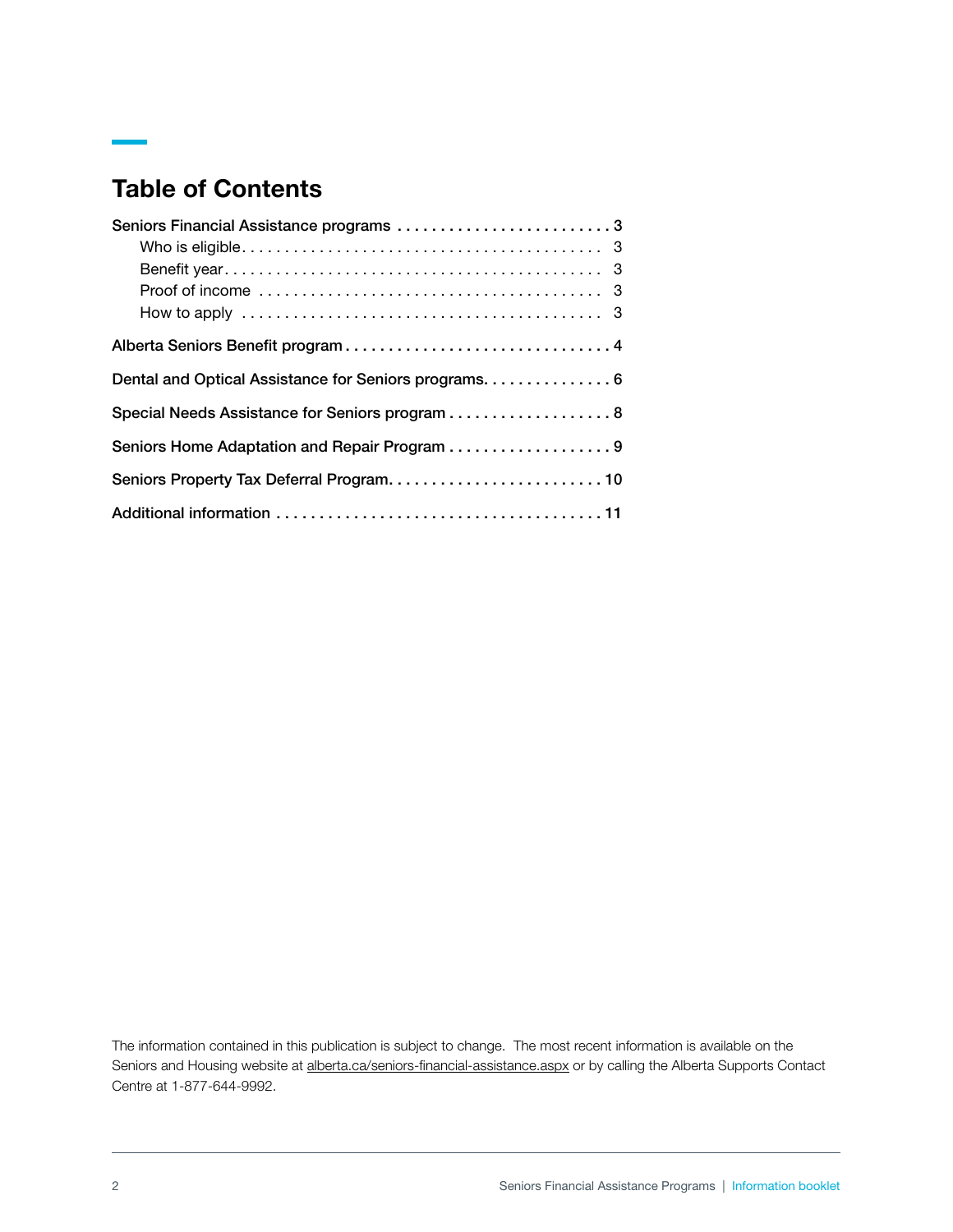## Table of Contents

- Seniors Financial Assistance programs . . . . . . . . . . . . . . . . . . . . . . . . . 3
  - Who is eligible . . . . . . . . . . . . . . . . . . . . . . . . . . . . . . . . . . . . . . . . 3
  - Benefit year . . . . . . . . . . . . . . . . . . . . . . . . . . . . . . . . . . . . . . . . . 3
  - Proof of income . . . . . . . . . . . . . . . . . . . . . . . . . . . . . . . . . . . . . . 3
  - How to apply . . . . . . . . . . . . . . . . . . . . . . . . . . . . . . . . . . . . . . . . 3
- Alberta Seniors Benefit program . . . . . . . . . . . . . . . . . . . . . . . . . . . . . . . 4
- Dental and Optical Assistance for Seniors programs. . . . . . . . . . . . . . . 6
- Special Needs Assistance for Seniors program . . . . . . . . . . . . . . . . . . . 8
- Seniors Home Adaptation and Repair Program . . . . . . . . . . . . . . . . . . . 9
- Seniors Property Tax Deferral Program. . . . . . . . . . . . . . . . . . . . . . . . . 10
- Additional information . . . . . . . . . . . . . . . . . . . . . . . . . . . . . . . . . . . . . 11

The information contained in this publication is subject to change. The most recent information is available on the Seniors and Housing website at alberta.ca/seniors-financial-assistance.aspx or by calling the Alberta Supports Contact Centre at 1-877-644-9992.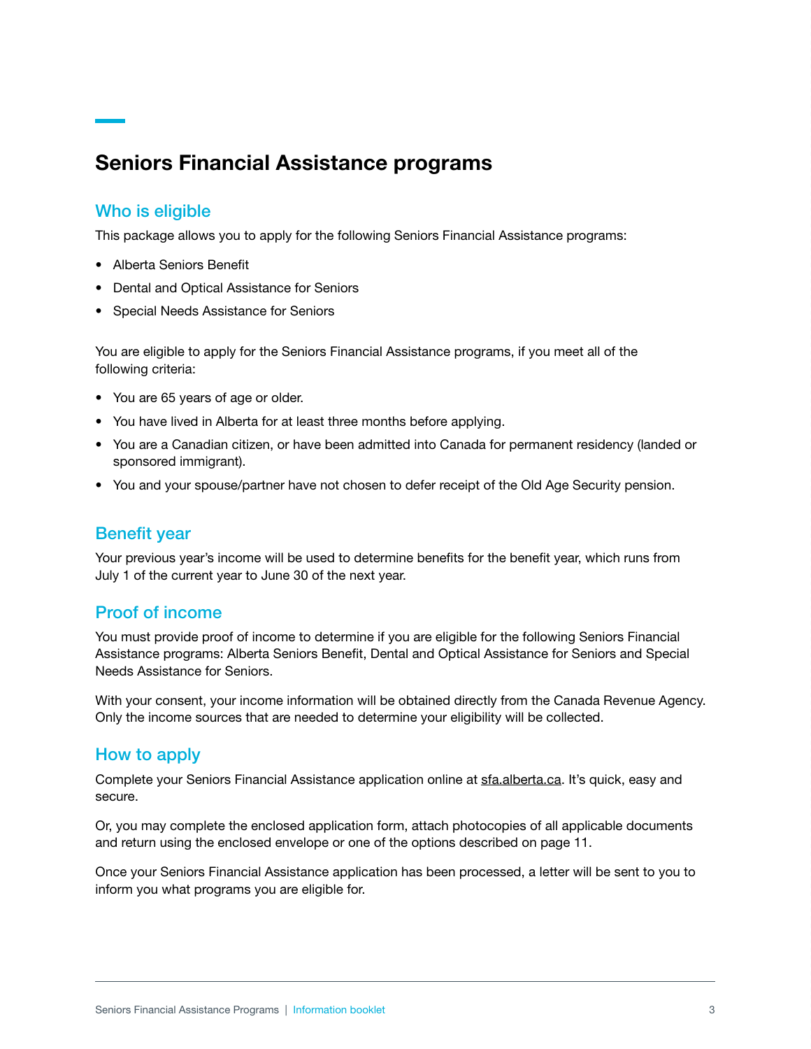# Seniors Financial Assistance programs

## Who is eligible

This package allows you to apply for the following Seniors Financial Assistance programs:

- Alberta Seniors Benefit
- Dental and Optical Assistance for Seniors
- Special Needs Assistance for Seniors

You are eligible to apply for the Seniors Financial Assistance programs, if you meet all of the following criteria:

- You are 65 years of age or older.
- You have lived in Alberta for at least three months before applying.
- You are a Canadian citizen, or have been admitted into Canada for permanent residency (landed or sponsored immigrant).
- You and your spouse/partner have not chosen to defer receipt of the Old Age Security pension.

## Benefit year

Your previous year's income will be used to determine benefits for the benefit year, which runs from July 1 of the current year to June 30 of the next year.

## Proof of income

You must provide proof of income to determine if you are eligible for the following Seniors Financial Assistance programs: Alberta Seniors Benefit, Dental and Optical Assistance for Seniors and Special Needs Assistance for Seniors.

With your consent, your income information will be obtained directly from the Canada Revenue Agency. Only the income sources that are needed to determine your eligibility will be collected.

## How to apply

Complete your Seniors Financial Assistance application online at sfa.alberta.ca. It's quick, easy and secure.

Or, you may complete the enclosed application form, attach photocopies of all applicable documents and return using the enclosed envelope or one of the options described on page 11.

Once your Seniors Financial Assistance application has been processed, a letter will be sent to you to inform you what programs you are eligible for.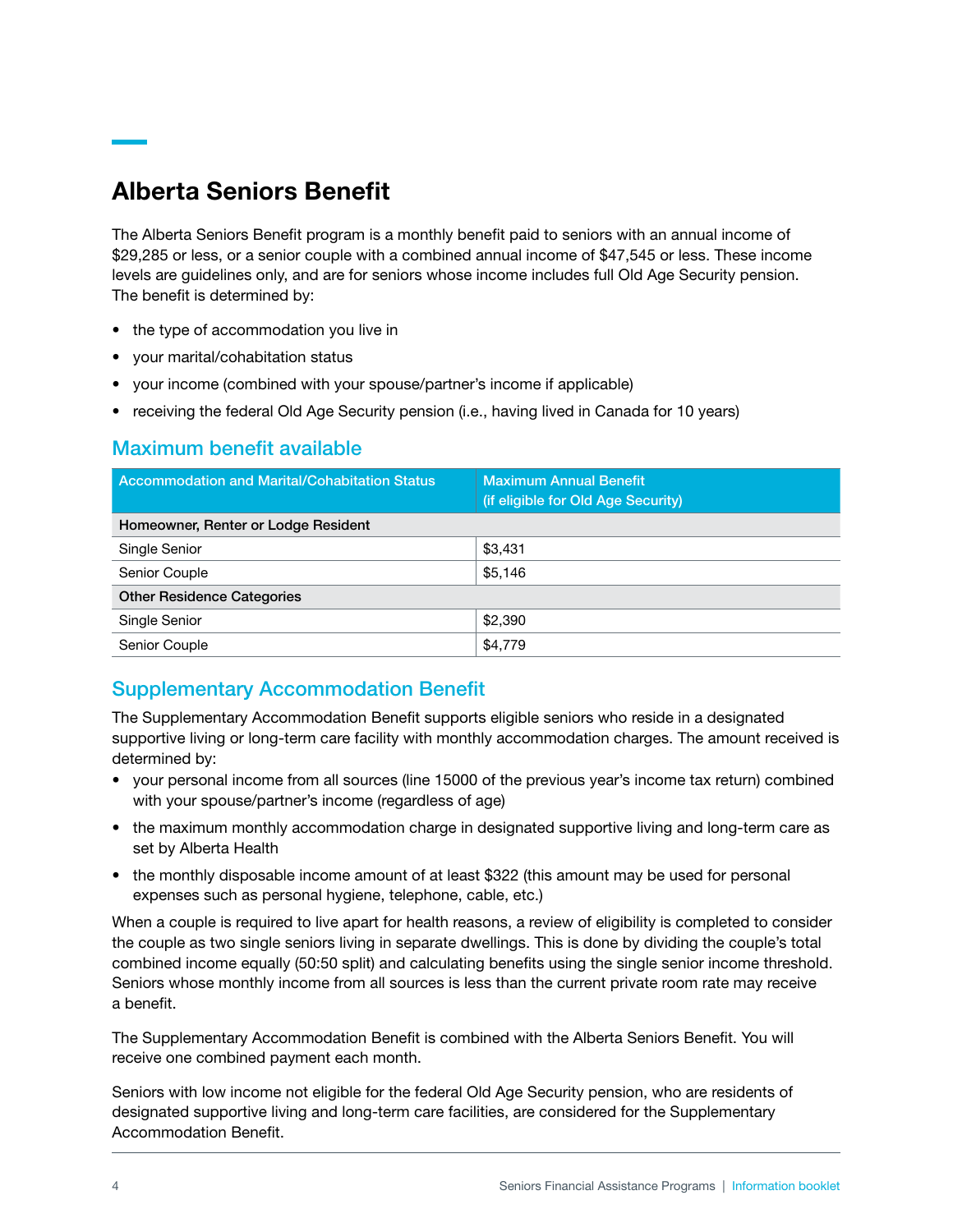## Alberta Seniors Benefit

The Alberta Seniors Benefit program is a monthly benefit paid to seniors with an annual income of $29,285 or less, or a senior couple with a combined annual income of $47,545 or less. These income levels are guidelines only, and are for seniors whose income includes full Old Age Security pension. The benefit is determined by:

- the type of accommodation you live in
- your marital/cohabitation status
- your income (combined with your spouse/partner's income if applicable)
- receiving the federal Old Age Security pension (i.e., having lived in Canada for 10 years)

### Maximum benefit available

| Accommodation and Marital/Cohabitation Status | Maximum Annual Benefit (if eligible for Old Age Security) |
|---|---|
| **Homeowner, Renter or Lodge Resident** | |
| Single Senior | $3,431 |
| Senior Couple | $5,146 |
| **Other Residence Categories** | |
| Single Senior | $2,390 |
| Senior Couple | $4,779 |

### Supplementary Accommodation Benefit

The Supplementary Accommodation Benefit supports eligible seniors who reside in a designated supportive living or long-term care facility with monthly accommodation charges. The amount received is determined by:

- your personal income from all sources (line 15000 of the previous year's income tax return) combined with your spouse/partner's income (regardless of age)
- the maximum monthly accommodation charge in designated supportive living and long-term care as set by Alberta Health
- the monthly disposable income amount of at least $322 (this amount may be used for personal expenses such as personal hygiene, telephone, cable, etc.)

When a couple is required to live apart for health reasons, a review of eligibility is completed to consider the couple as two single seniors living in separate dwellings. This is done by dividing the couple's total combined income equally (50:50 split) and calculating benefits using the single senior income threshold. Seniors whose monthly income from all sources is less than the current private room rate may receive a benefit.

The Supplementary Accommodation Benefit is combined with the Alberta Seniors Benefit. You will receive one combined payment each month.

Seniors with low income not eligible for the federal Old Age Security pension, who are residents of designated supportive living and long-term care facilities, are considered for the Supplementary Accommodation Benefit.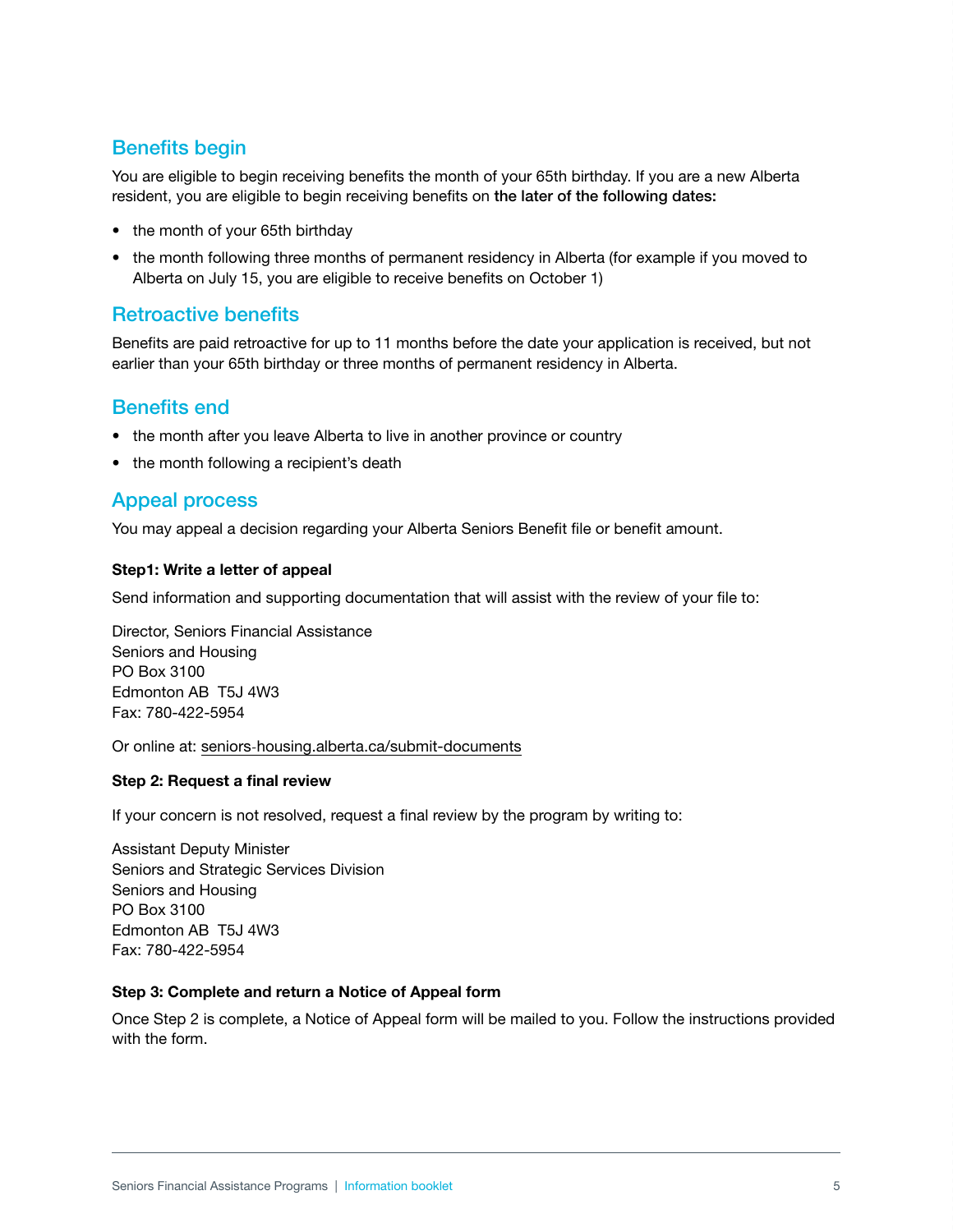## Benefits begin

You are eligible to begin receiving benefits the month of your 65th birthday. If you are a new Alberta resident, you are eligible to begin receiving benefits on **the later of the following dates:**

- the month of your 65th birthday
- the month following three months of permanent residency in Alberta (for example if you moved to Alberta on July 15, you are eligible to receive benefits on October 1)

## Retroactive benefits

Benefits are paid retroactive for up to 11 months before the date your application is received, but not earlier than your 65th birthday or three months of permanent residency in Alberta.

## Benefits end

- the month after you leave Alberta to live in another province or country
- the month following a recipient's death

## Appeal process

You may appeal a decision regarding your Alberta Seniors Benefit file or benefit amount.

**Step1: Write a letter of appeal**

Send information and supporting documentation that will assist with the review of your file to:

Director, Seniors Financial Assistance
Seniors and Housing
PO Box 3100
Edmonton AB T5J 4W3
Fax: 780-422-5954

Or online at: seniors-housing.alberta.ca/submit-documents

**Step 2: Request a final review**

If your concern is not resolved, request a final review by the program by writing to:

Assistant Deputy Minister
Seniors and Strategic Services Division
Seniors and Housing
PO Box 3100
Edmonton AB T5J 4W3
Fax: 780-422-5954

**Step 3: Complete and return a Notice of Appeal form**

Once Step 2 is complete, a Notice of Appeal form will be mailed to you. Follow the instructions provided with the form.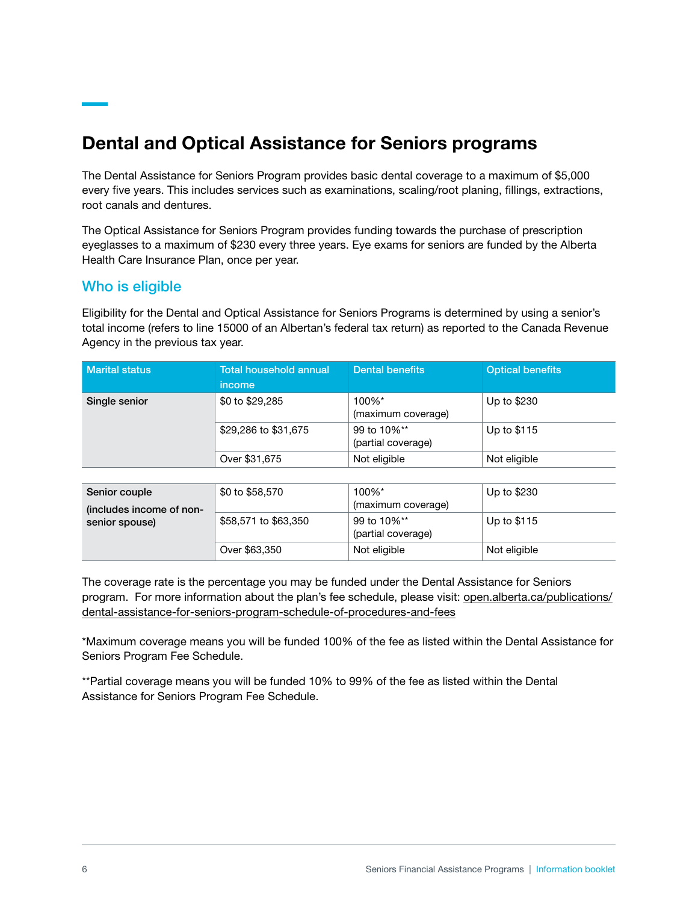## Dental and Optical Assistance for Seniors programs

The Dental Assistance for Seniors Program provides basic dental coverage to a maximum of $5,000 every five years. This includes services such as examinations, scaling/root planing, fillings, extractions, root canals and dentures.

The Optical Assistance for Seniors Program provides funding towards the purchase of prescription eyeglasses to a maximum of $230 every three years. Eye exams for seniors are funded by the Alberta Health Care Insurance Plan, once per year.

### Who is eligible

Eligibility for the Dental and Optical Assistance for Seniors Programs is determined by using a senior's total income (refers to line 15000 of an Albertan's federal tax return) as reported to the Canada Revenue Agency in the previous tax year.

| Marital status | Total household annual income | Dental benefits | Optical benefits |
|---|---|---|---|
| Single senior | $0 to $29,285 | 100%* (maximum coverage) | Up to $230 |
| | $29,286 to $31,675 | 99 to 10%** (partial coverage) | Up to $115 |
| | Over $31,675 | Not eligible | Not eligible |
| Senior couple (includes income of non-senior spouse) | $0 to $58,570 | 100%* (maximum coverage) | Up to $230 |
| | $58,571 to $63,350 | 99 to 10%** (partial coverage) | Up to $115 |
| | Over $63,350 | Not eligible | Not eligible |

The coverage rate is the percentage you may be funded under the Dental Assistance for Seniors program. For more information about the plan's fee schedule, please visit: open.alberta.ca/publications/dental-assistance-for-seniors-program-schedule-of-procedures-and-fees

*Maximum coverage means you will be funded 100% of the fee as listed within the Dental Assistance for Seniors Program Fee Schedule.

**Partial coverage means you will be funded 10% to 99% of the fee as listed within the Dental Assistance for Seniors Program Fee Schedule.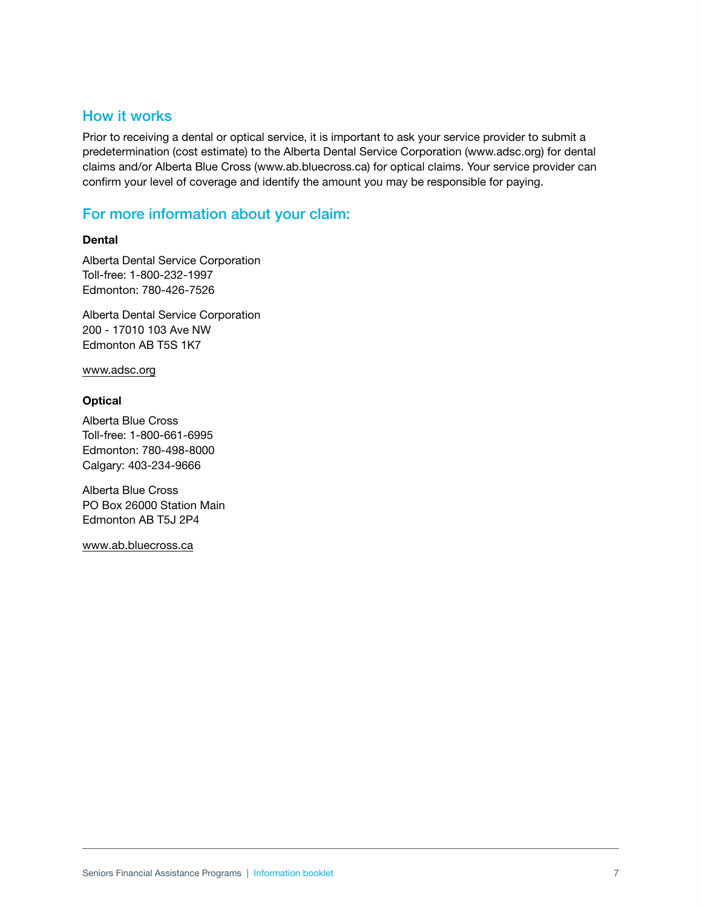## How it works

Prior to receiving a dental or optical service, it is important to ask your service provider to submit a predetermination (cost estimate) to the Alberta Dental Service Corporation (www.adsc.org) for dental claims and/or Alberta Blue Cross (www.ab.bluecross.ca) for optical claims. Your service provider can confirm your level of coverage and identify the amount you may be responsible for paying.

## For more information about your claim:

**Dental**

Alberta Dental Service Corporation
Toll-free: 1-800-232-1997
Edmonton: 780-426-7526

Alberta Dental Service Corporation
200 - 17010 103 Ave NW
Edmonton AB T5S 1K7

www.adsc.org

**Optical**

Alberta Blue Cross
Toll-free: 1-800-661-6995
Edmonton: 780-498-8000
Calgary: 403-234-9666

Alberta Blue Cross
PO Box 26000 Station Main
Edmonton AB T5J 2P4

www.ab.bluecross.ca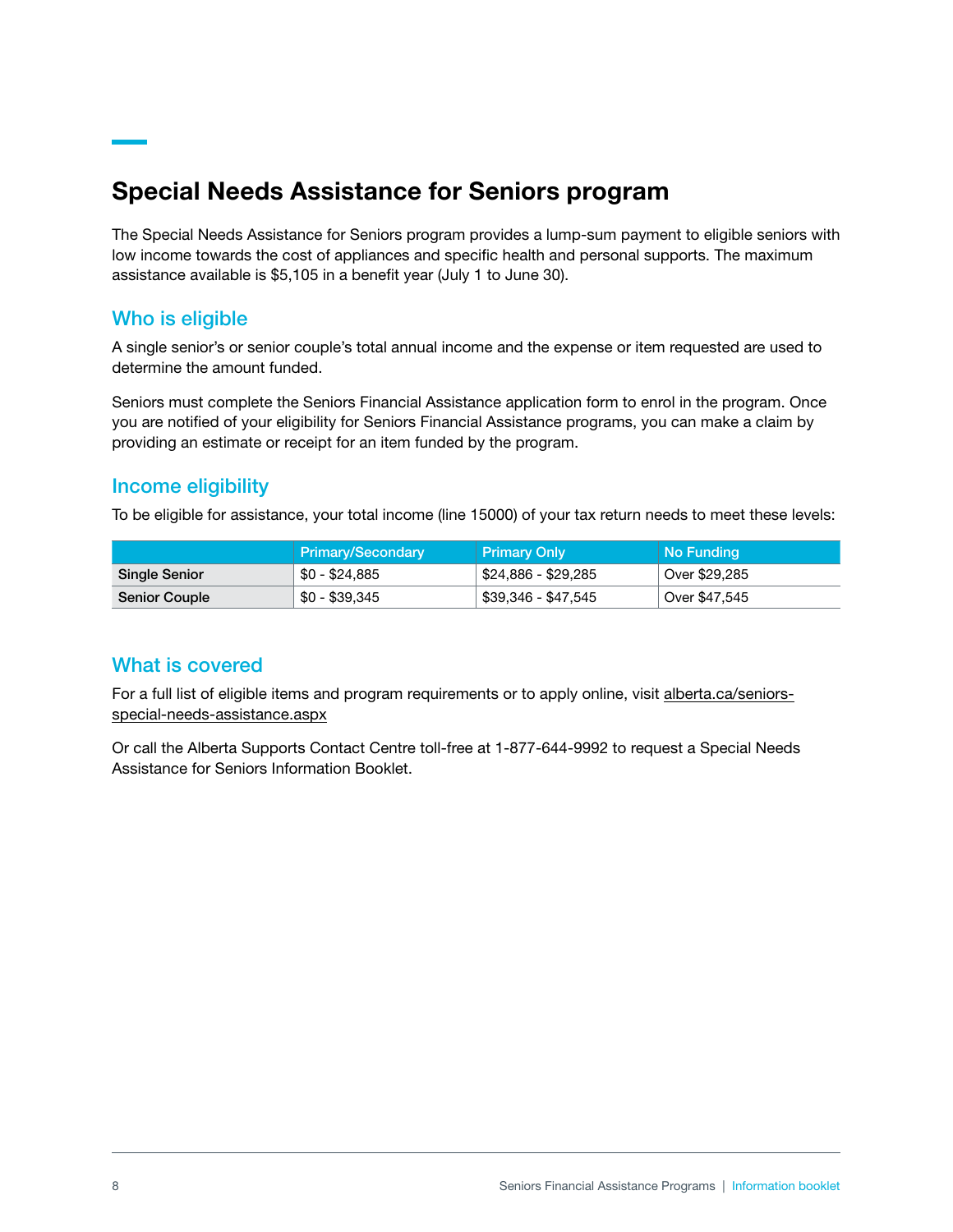# Special Needs Assistance for Seniors program

The Special Needs Assistance for Seniors program provides a lump-sum payment to eligible seniors with low income towards the cost of appliances and specific health and personal supports. The maximum assistance available is $5,105 in a benefit year (July 1 to June 30).

## Who is eligible

A single senior's or senior couple's total annual income and the expense or item requested are used to determine the amount funded.

Seniors must complete the Seniors Financial Assistance application form to enrol in the program. Once you are notified of your eligibility for Seniors Financial Assistance programs, you can make a claim by providing an estimate or receipt for an item funded by the program.

## Income eligibility

To be eligible for assistance, your total income (line 15000) of your tax return needs to meet these levels:

| | Primary/Secondary | Primary Only | No Funding |
|---|---|---|---|
| **Single Senior** | $0 - $24,885 | $24,886 - $29,285 | Over $29,285 |
| **Senior Couple** | $0 - $39,345 | $39,346 - $47,545 | Over $47,545 |

## What is covered

For a full list of eligible items and program requirements or to apply online, visit alberta.ca/seniors-special-needs-assistance.aspx

Or call the Alberta Supports Contact Centre toll-free at 1-877-644-9992 to request a Special Needs Assistance for Seniors Information Booklet.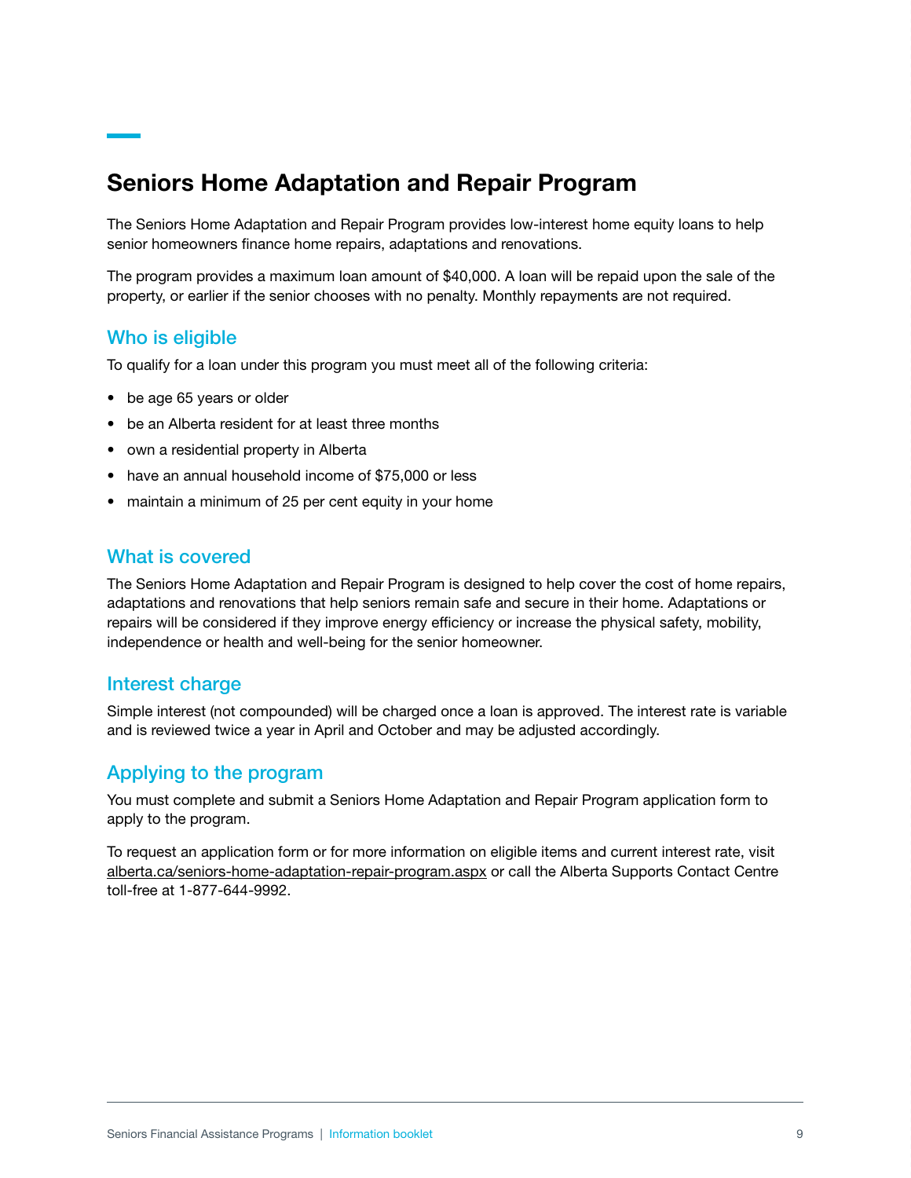# Seniors Home Adaptation and Repair Program

The Seniors Home Adaptation and Repair Program provides low-interest home equity loans to help senior homeowners finance home repairs, adaptations and renovations.

The program provides a maximum loan amount of $40,000. A loan will be repaid upon the sale of the property, or earlier if the senior chooses with no penalty. Monthly repayments are not required.

## Who is eligible

To qualify for a loan under this program you must meet all of the following criteria:

- be age 65 years or older
- be an Alberta resident for at least three months
- own a residential property in Alberta
- have an annual household income of $75,000 or less
- maintain a minimum of 25 per cent equity in your home

## What is covered

The Seniors Home Adaptation and Repair Program is designed to help cover the cost of home repairs, adaptations and renovations that help seniors remain safe and secure in their home. Adaptations or repairs will be considered if they improve energy efficiency or increase the physical safety, mobility, independence or health and well-being for the senior homeowner.

## Interest charge

Simple interest (not compounded) will be charged once a loan is approved. The interest rate is variable and is reviewed twice a year in April and October and may be adjusted accordingly.

## Applying to the program

You must complete and submit a Seniors Home Adaptation and Repair Program application form to apply to the program.

To request an application form or for more information on eligible items and current interest rate, visit alberta.ca/seniors-home-adaptation-repair-program.aspx or call the Alberta Supports Contact Centre toll-free at 1-877-644-9992.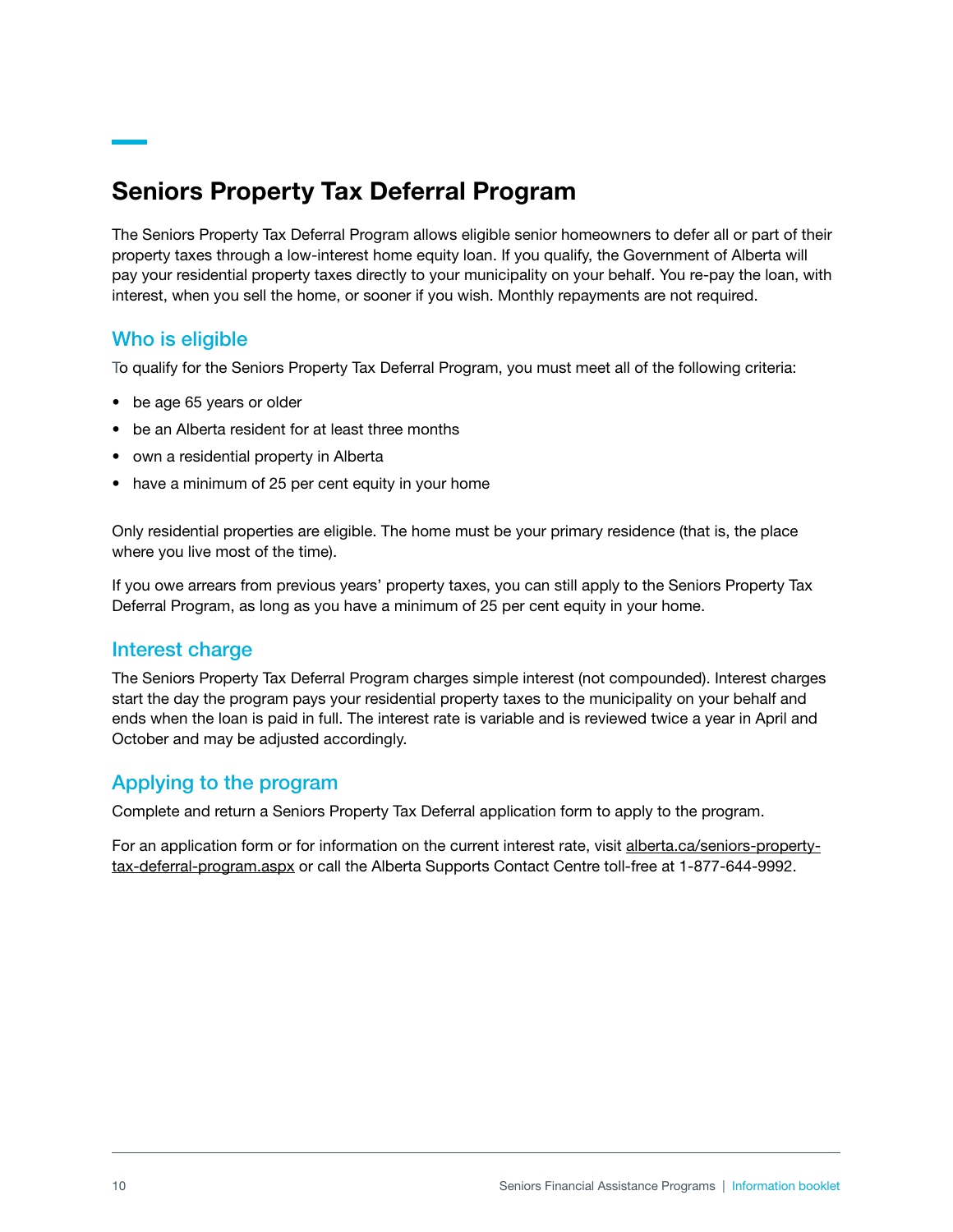# Seniors Property Tax Deferral Program

The Seniors Property Tax Deferral Program allows eligible senior homeowners to defer all or part of their property taxes through a low-interest home equity loan. If you qualify, the Government of Alberta will pay your residential property taxes directly to your municipality on your behalf. You re-pay the loan, with interest, when you sell the home, or sooner if you wish. Monthly repayments are not required.

## Who is eligible

To qualify for the Seniors Property Tax Deferral Program, you must meet all of the following criteria:

- be age 65 years or older
- be an Alberta resident for at least three months
- own a residential property in Alberta
- have a minimum of 25 per cent equity in your home

Only residential properties are eligible. The home must be your primary residence (that is, the place where you live most of the time).

If you owe arrears from previous years' property taxes, you can still apply to the Seniors Property Tax Deferral Program, as long as you have a minimum of 25 per cent equity in your home.

## Interest charge

The Seniors Property Tax Deferral Program charges simple interest (not compounded). Interest charges start the day the program pays your residential property taxes to the municipality on your behalf and ends when the loan is paid in full. The interest rate is variable and is reviewed twice a year in April and October and may be adjusted accordingly.

## Applying to the program

Complete and return a Seniors Property Tax Deferral application form to apply to the program.

For an application form or for information on the current interest rate, visit alberta.ca/seniors-property-tax-deferral-program.aspx or call the Alberta Supports Contact Centre toll-free at 1-877-644-9992.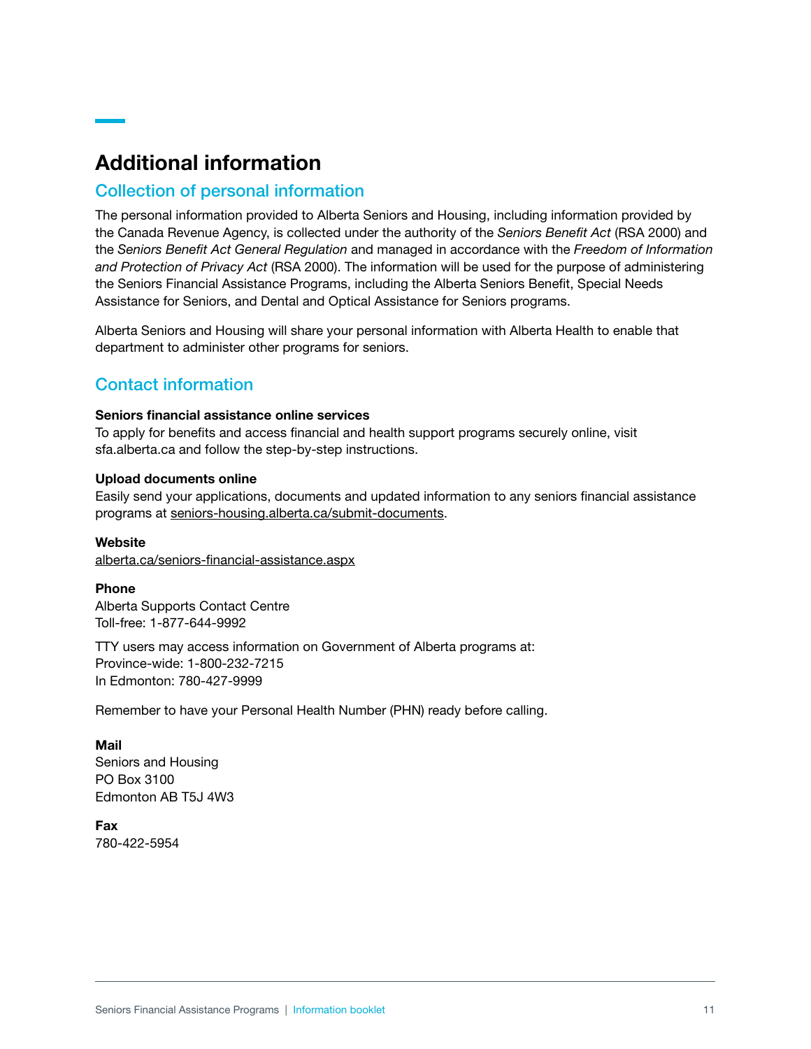# Additional information

## Collection of personal information

The personal information provided to Alberta Seniors and Housing, including information provided by the Canada Revenue Agency, is collected under the authority of the *Seniors Benefit Act* (RSA 2000) and the *Seniors Benefit Act General Regulation* and managed in accordance with the *Freedom of Information and Protection of Privacy Act* (RSA 2000). The information will be used for the purpose of administering the Seniors Financial Assistance Programs, including the Alberta Seniors Benefit, Special Needs Assistance for Seniors, and Dental and Optical Assistance for Seniors programs.

Alberta Seniors and Housing will share your personal information with Alberta Health to enable that department to administer other programs for seniors.

## Contact information

**Seniors financial assistance online services**
To apply for benefits and access financial and health support programs securely online, visit sfa.alberta.ca and follow the step-by-step instructions.

**Upload documents online**
Easily send your applications, documents and updated information to any seniors financial assistance programs at seniors-housing.alberta.ca/submit-documents.

**Website**
alberta.ca/seniors-financial-assistance.aspx

**Phone**
Alberta Supports Contact Centre
Toll-free: 1-877-644-9992

TTY users may access information on Government of Alberta programs at:
Province-wide: 1-800-232-7215
In Edmonton: 780-427-9999

Remember to have your Personal Health Number (PHN) ready before calling.

**Mail**
Seniors and Housing
PO Box 3100
Edmonton AB T5J 4W3

**Fax**
780-422-5954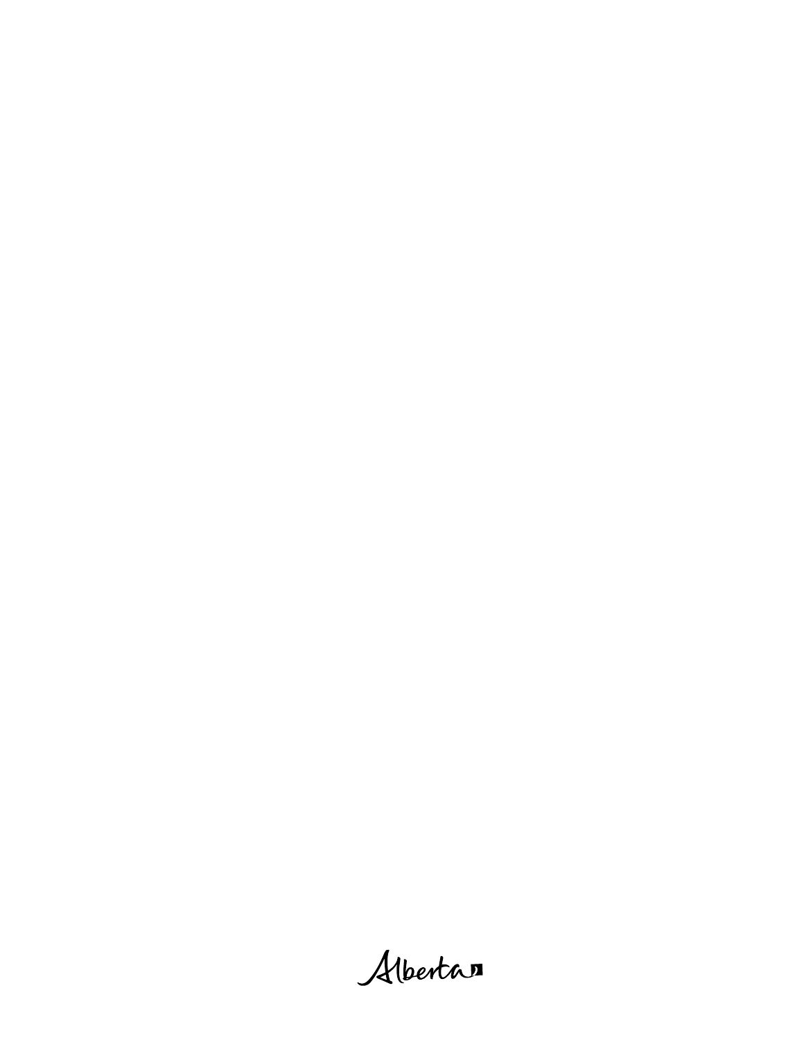Alberta